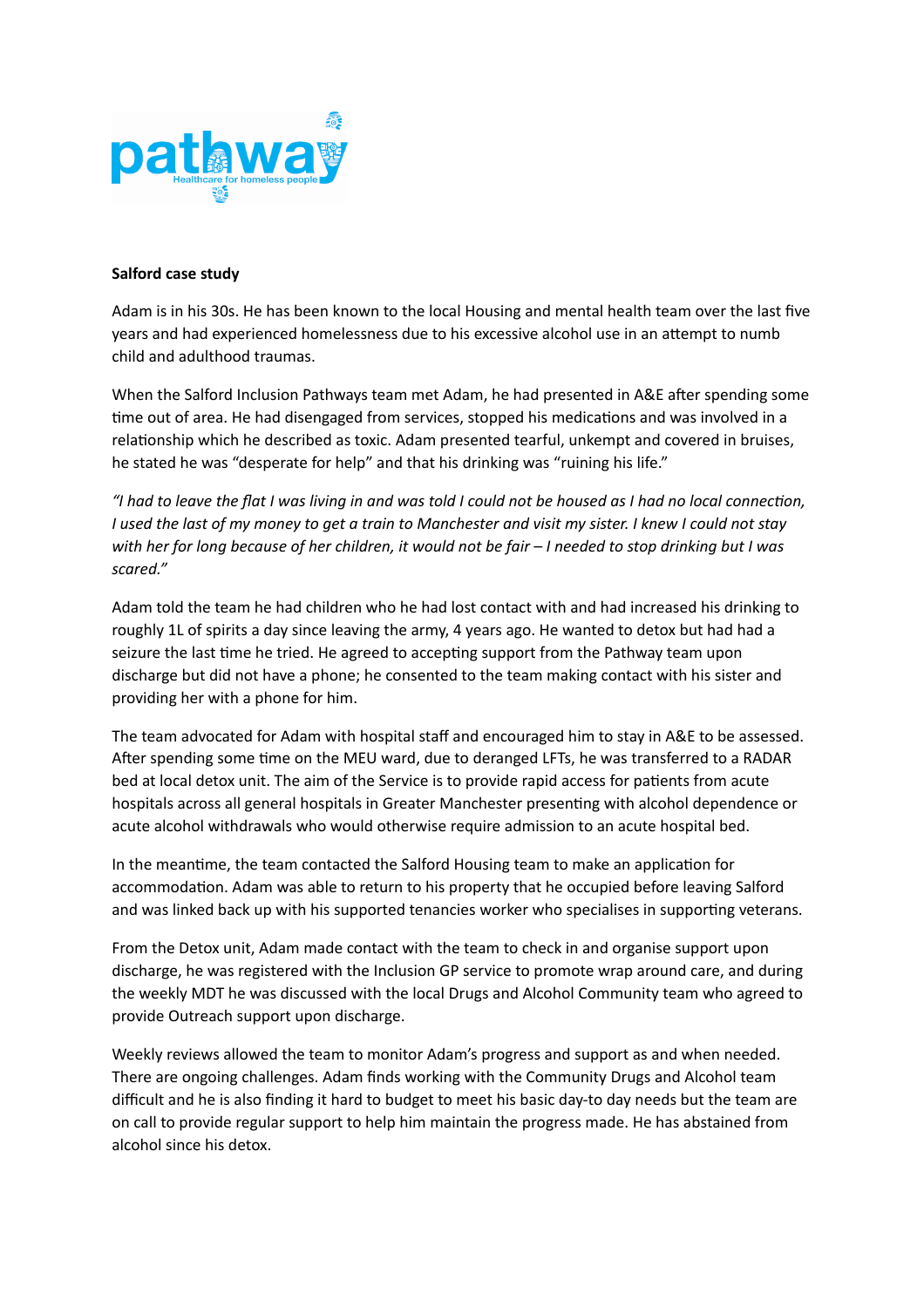pathway

Healthcare for homeless people

**Salford case study**

Adam is in his 30s. He has been known to the local Housing and mental health team over the last five years and had experienced homelessness due to his excessive alcohol use in an attempt to numb child and adulthood traumas.

When the Salford Inclusion Pathways team met Adam, he had presented in A&E after spending some time out of area. He had disengaged from services, stopped his medications and was involved in a relationship which he described as toxic. Adam presented tearful, unkempt and covered in bruises, he stated he was "desperate for help" and that his drinking was "ruining his life."

*"I had to leave the flat I was living in and was told I could not be housed as I had no local connection, I used the last of my money to get a train to Manchester and visit my sister. I knew I could not stay with her for long because of her children, it would not be fair – I needed to stop drinking but I was scared."*

Adam told the team he had children who he had lost contact with and had increased his drinking to roughly 1L of spirits a day since leaving the army, 4 years ago. He wanted to detox but had had a seizure the last time he tried. He agreed to accepting support from the Pathway team upon discharge but did not have a phone; he consented to the team making contact with his sister and providing her with a phone for him.

The team advocated for Adam with hospital staff and encouraged him to stay in A&E to be assessed. After spending some time on the MEU ward, due to deranged LFTs, he was transferred to a RADAR bed at local detox unit. The aim of the Service is to provide rapid access for patients from acute hospitals across all general hospitals in Greater Manchester presenting with alcohol dependence or acute alcohol withdrawals who would otherwise require admission to an acute hospital bed.

In the meantime, the team contacted the Salford Housing team to make an application for accommodation. Adam was able to return to his property that he occupied before leaving Salford and was linked back up with his supported tenancies worker who specialises in supporting veterans.

From the Detox unit, Adam made contact with the team to check in and organise support upon discharge, he was registered with the Inclusion GP service to promote wrap around care, and during the weekly MDT he was discussed with the local Drugs and Alcohol Community team who agreed to provide Outreach support upon discharge.

Weekly reviews allowed the team to monitor Adam's progress and support as and when needed. There are ongoing challenges. Adam finds working with the Community Drugs and Alcohol team difficult and he is also finding it hard to budget to meet his basic day-to day needs but the team are on call to provide regular support to help him maintain the progress made. He has abstained from alcohol since his detox.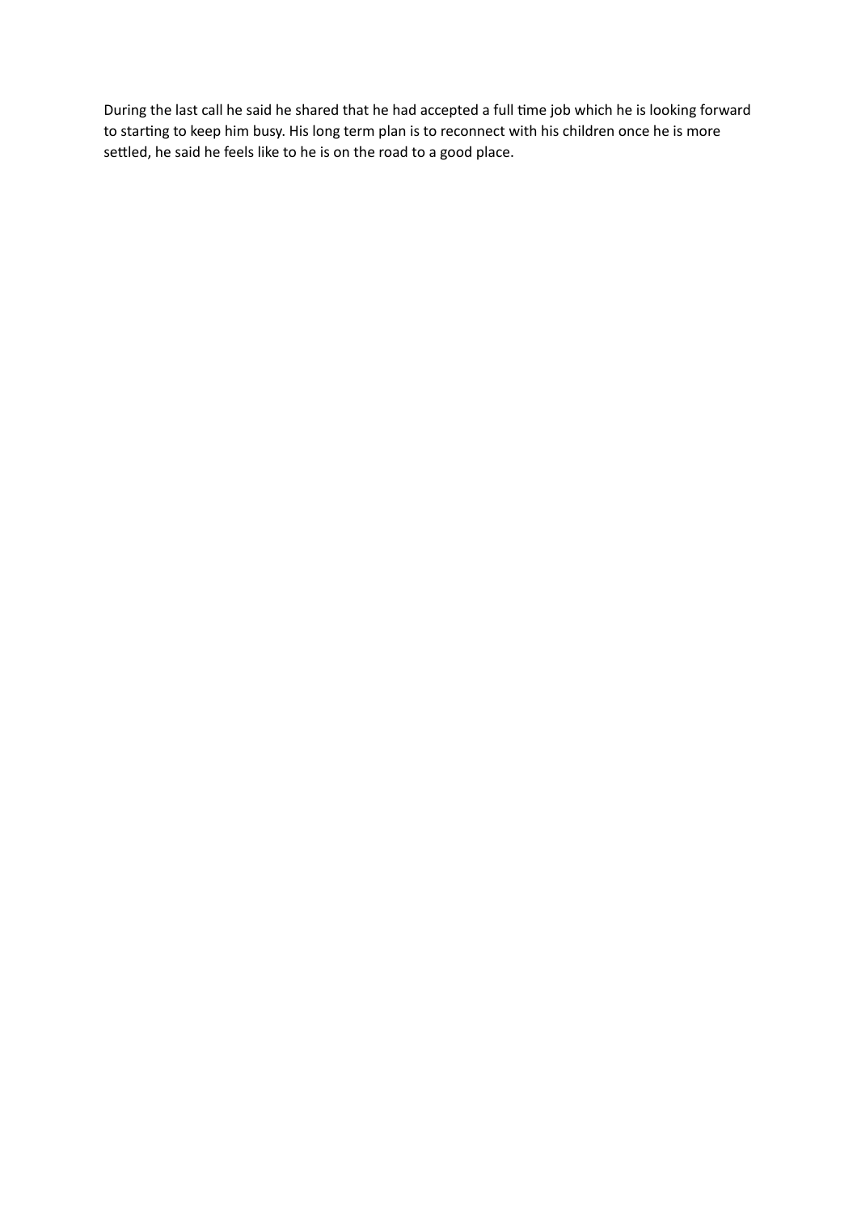During the last call he said he shared that he had accepted a full time job which he is looking forward to starting to keep him busy. His long term plan is to reconnect with his children once he is more settled, he said he feels like to he is on the road to a good place.